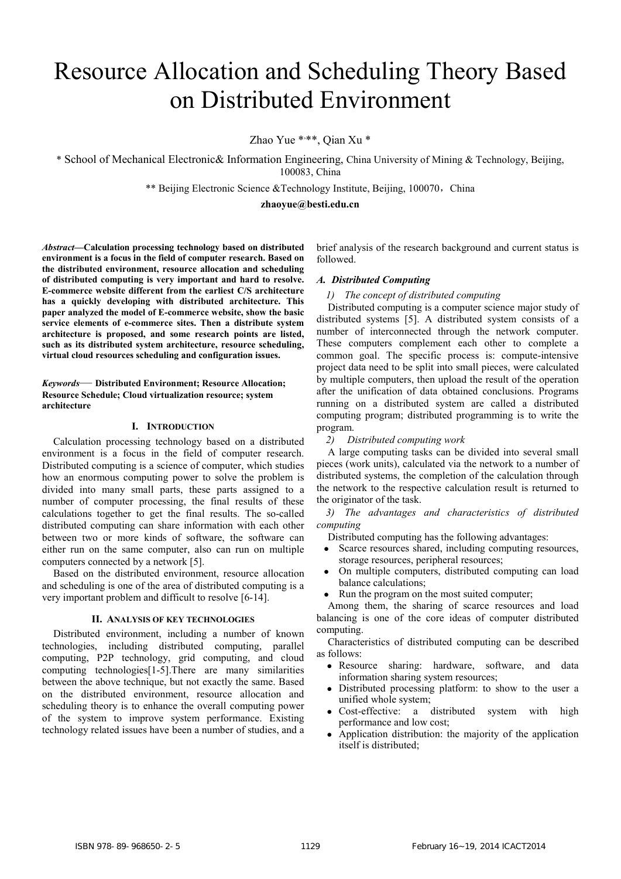# Resource Allocation and Scheduling Theory Based on Distributed Environment

Zhao Yue *,**, Qian Xu *

* School of Mechanical Electronic& Information Engineering, China University of Mining & Technology, Beijing, 100083, China

** Beijing Electronic Science &Technology Institute, Beijing, 100070，China

**zhaoyue@besti.edu.cn**

***Abstract*—Calculation processing technology based on distributed environment is a focus in the field of computer research. Based on the distributed environment, resource allocation and scheduling of distributed computing is very important and hard to resolve. E-commerce website different from the earliest C/S architecture has a quickly developing with distributed architecture. This paper analyzed the model of E-commerce website, show the basic service elements of e-commerce sites. Then a distribute system architecture is proposed, and some research points are listed, such as its distributed system architecture, resource scheduling, virtual cloud resources scheduling and configuration issues.**

***Keywords*— Distributed Environment; Resource Allocation; Resource Schedule; Cloud virtualization resource; system architecture**

## I. INTRODUCTION

Calculation processing technology based on a distributed environment is a focus in the field of computer research. Distributed computing is a science of computer, which studies how an enormous computing power to solve the problem is divided into many small parts, these parts assigned to a number of computer processing, the final results of these calculations together to get the final results. The so-called distributed computing can share information with each other between two or more kinds of software, the software can either run on the same computer, also can run on multiple computers connected by a network [5].

Based on the distributed environment, resource allocation and scheduling is one of the area of distributed computing is a very important problem and difficult to resolve [6-14].

## II. ANALYSIS OF KEY TECHNOLOGIES

Distributed environment, including a number of known technologies, including distributed computing, parallel computing, P2P technology, grid computing, and cloud computing technologies[1-5].There are many similarities between the above technique, but not exactly the same. Based on the distributed environment, resource allocation and scheduling theory is to enhance the overall computing power of the system to improve system performance. Existing technology related issues have been a number of studies, and a brief analysis of the research background and current status is followed.

### *A. Distributed Computing*

*1) The concept of distributed computing*

Distributed computing is a computer science major study of distributed systems [5]. A distributed system consists of a number of interconnected through the network computer. These computers complement each other to complete a common goal. The specific process is: compute-intensive project data need to be split into small pieces, were calculated by multiple computers, then upload the result of the operation after the unification of data obtained conclusions. Programs running on a distributed system are called a distributed computing program; distributed programming is to write the program.

*2) Distributed computing work*

A large computing tasks can be divided into several small pieces (work units), calculated via the network to a number of distributed systems, the completion of the calculation through the network to the respective calculation result is returned to the originator of the task.

*3) The advantages and characteristics of distributed computing*

Distributed computing has the following advantages:

- Scarce resources shared, including computing resources, storage resources, peripheral resources;
- On multiple computers, distributed computing can load balance calculations;
- Run the program on the most suited computer;

Among them, the sharing of scarce resources and load balancing is one of the core ideas of computer distributed computing.

Characteristics of distributed computing can be described as follows:

- Resource sharing: hardware, software, and data information sharing system resources;
- Distributed processing platform: to show to the user a unified whole system;
- Cost-effective: a distributed system with high performance and low cost;
- Application distribution: the majority of the application itself is distributed;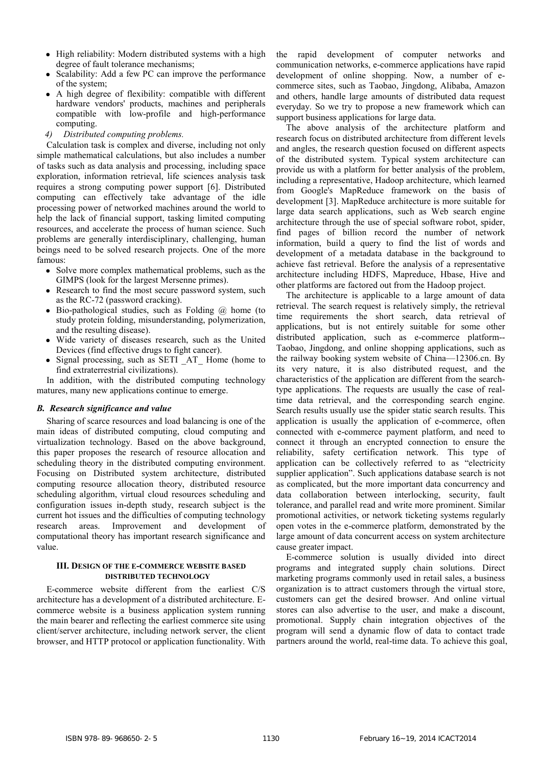- High reliability: Modern distributed systems with a high degree of fault tolerance mechanisms;
- Scalability: Add a few PC can improve the performance of the system;
- A high degree of flexibility: compatible with different hardware vendors' products, machines and peripherals compatible with low-profile and high-performance computing.

*4) Distributed computing problems.*

Calculation task is complex and diverse, including not only simple mathematical calculations, but also includes a number of tasks such as data analysis and processing, including space exploration, information retrieval, life sciences analysis task requires a strong computing power support [6]. Distributed computing can effectively take advantage of the idle processing power of networked machines around the world to help the lack of financial support, tasking limited computing resources, and accelerate the process of human science. Such problems are generally interdisciplinary, challenging, human beings need to be solved research projects. One of the more famous:

- Solve more complex mathematical problems, such as the GIMPS (look for the largest Mersenne primes).
- Research to find the most secure password system, such as the RC-72 (password cracking).
- Bio-pathological studies, such as Folding @ home (to study protein folding, misunderstanding, polymerization, and the resulting disease).
- Wide variety of diseases research, such as the United Devices (find effective drugs to fight cancer).
- Signal processing, such as SETI _AT_ Home (home to find extraterrestrial civilizations).

In addition, with the distributed computing technology matures, many new applications continue to emerge.

### *B. Research significance and value*

Sharing of scarce resources and load balancing is one of the main ideas of distributed computing, cloud computing and virtualization technology. Based on the above background, this paper proposes the research of resource allocation and scheduling theory in the distributed computing environment. Focusing on Distributed system architecture, distributed computing resource allocation theory, distributed resource scheduling algorithm, virtual cloud resources scheduling and configuration issues in-depth study, research subject is the current hot issues and the difficulties of computing technology research areas. Improvement and development of computational theory has important research significance and value.

## III. Design of the E-commerce Website Based Distributed Technology

E-commerce website different from the earliest C/S architecture has a development of a distributed architecture. E-commerce website is a business application system running the main bearer and reflecting the earliest commerce site using client/server architecture, including network server, the client browser, and HTTP protocol or application functionality. With the rapid development of computer networks and communication networks, e-commerce applications have rapid development of online shopping. Now, a number of e-commerce sites, such as Taobao, Jingdong, Alibaba, Amazon and others, handle large amounts of distributed data request everyday. So we try to propose a new framework which can support business applications for large data.

The above analysis of the architecture platform and research focus on distributed architecture from different levels and angles, the research question focused on different aspects of the distributed system. Typical system architecture can provide us with a platform for better analysis of the problem, including a representative, Hadoop architecture, which learned from Google's MapReduce framework on the basis of development [3]. MapReduce architecture is more suitable for large data search applications, such as Web search engine architecture through the use of special software robot, spider, find pages of billion record the number of network information, build a query to find the list of words and development of a metadata database in the background to achieve fast retrieval. Before the analysis of a representative architecture including HDFS, Mapreduce, Hbase, Hive and other platforms are factored out from the Hadoop project.

The architecture is applicable to a large amount of data retrieval. The search request is relatively simply, the retrieval time requirements the short search, data retrieval of applications, but is not entirely suitable for some other distributed application, such as e-commerce platform--Taobao, Jingdong, and online shopping applications, such as the railway booking system website of China—12306.cn. By its very nature, it is also distributed request, and the characteristics of the application are different from the search-type applications. The requests are usually the case of real-time data retrieval, and the corresponding search engine. Search results usually use the spider static search results. This application is usually the application of e-commerce, often connected with e-commerce payment platform, and need to connect it through an encrypted connection to ensure the reliability, safety certification network. This type of application can be collectively referred to as "electricity supplier application". Such applications database search is not as complicated, but the more important data concurrency and data collaboration between interlocking, security, fault tolerance, and parallel read and write more prominent. Similar promotional activities, or network ticketing systems regularly open votes in the e-commerce platform, demonstrated by the large amount of data concurrent access on system architecture cause greater impact.

E-commerce solution is usually divided into direct programs and integrated supply chain solutions. Direct marketing programs commonly used in retail sales, a business organization is to attract customers through the virtual store, customers can get the desired browser. And online virtual stores can also advertise to the user, and make a discount, promotional. Supply chain integration objectives of the program will send a dynamic flow of data to contact trade partners around the world, real-time data. To achieve this goal,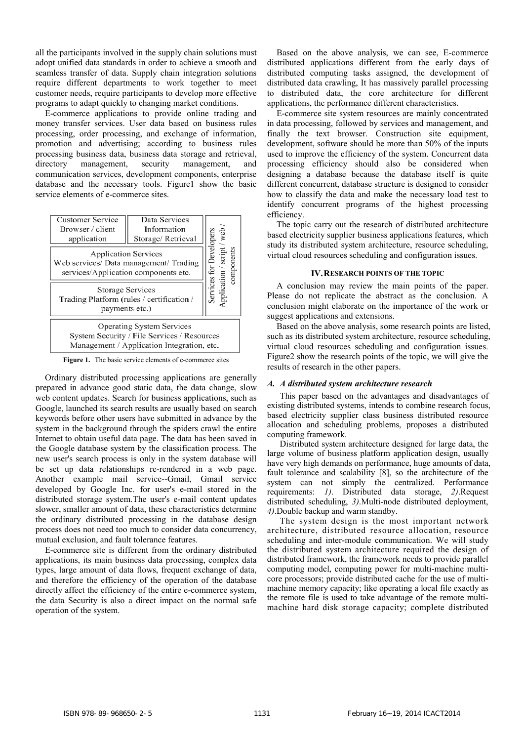all the participants involved in the supply chain solutions must adopt unified data standards in order to achieve a smooth and seamless transfer of data. Supply chain integration solutions require different departments to work together to meet customer needs, require participants to develop more effective programs to adapt quickly to changing market conditions.

E-commerce applications to provide online trading and money transfer services. User data based on business rules processing, order processing, and exchange of information, promotion and advertising; according to business rules processing business data, business data storage and retrieval, directory management, security management, and communication services, development components, enterprise database and the necessary tools. Figure1 show the basic service elements of e-commerce sites.

| Customer Service Browser / client application | Data Services Information Storage/ Retrieval | Services for Developers Application / script / web / components |
|---|---|---|
| Application Services Web services/ Data management/ Trading services/Application components etc. | | |
| Storage Services Trading Platform (rules / certification / payments etc.) | | |
| Operating System Services System Security / File Services / Resources Management / Application Integration, etc. | | |

**Figure 1.** The basic service elements of e-commerce sites

Ordinary distributed processing applications are generally prepared in advance good static data, the data change, slow web content updates. Search for business applications, such as Google, launched its search results are usually based on search keywords before other users have submitted in advance by the system in the background through the spiders crawl the entire Internet to obtain useful data page. The data has been saved in the Google database system by the classification process. The new user's search process is only in the system database will be set up data relationships re-rendered in a web page. Another example mail service--Gmail, Gmail service developed by Google Inc. for user's e-mail stored in the distributed storage system.The user's e-mail content updates slower, smaller amount of data, these characteristics determine the ordinary distributed processing in the database design process does not need too much to consider data concurrency, mutual exclusion, and fault tolerance features.

E-commerce site is different from the ordinary distributed applications, its main business data processing, complex data types, large amount of data flows, frequent exchange of data, and therefore the efficiency of the operation of the database directly affect the efficiency of the entire e-commerce system, the data Security is also a direct impact on the normal safe operation of the system.

Based on the above analysis, we can see, E-commerce distributed applications different from the early days of distributed computing tasks assigned, the development of distributed data crawling, It has massively parallel processing to distributed data, the core architecture for different applications, the performance different characteristics.

E-commerce site system resources are mainly concentrated in data processing, followed by services and management, and finally the text browser. Construction site equipment, development, software should be more than 50% of the inputs used to improve the efficiency of the system. Concurrent data processing efficiency should also be considered when designing a database because the database itself is quite different concurrent, database structure is designed to consider how to classify the data and make the necessary load test to identify concurrent programs of the highest processing efficiency.

The topic carry out the research of distributed architecture based electricity supplier business applications features, which study its distributed system architecture, resource scheduling, virtual cloud resources scheduling and configuration issues.

## IV. RESEARCH POINTS OF THE TOPIC

A conclusion may review the main points of the paper. Please do not replicate the abstract as the conclusion. A conclusion might elaborate on the importance of the work or suggest applications and extensions.

Based on the above analysis, some research points are listed, such as its distributed system architecture, resource scheduling, virtual cloud resources scheduling and configuration issues. Figure2 show the research points of the topic, we will give the results of research in the other papers.

### *A. A distributed system architecture research*

This paper based on the advantages and disadvantages of existing distributed systems, intends to combine research focus, based electricity supplier class business distributed resource allocation and scheduling problems, proposes a distributed computing framework.

Distributed system architecture designed for large data, the large volume of business platform application design, usually have very high demands on performance, huge amounts of data, fault tolerance and scalability [8], so the architecture of the system can not simply the centralized. Performance requirements: *1)*. Distributed data storage, *2)*.Request distributed scheduling, *3)*.Multi-node distributed deployment, *4)*.Double backup and warm standby.

The system design is the most important network architecture, distributed resource allocation, resource scheduling and inter-module communication. We will study the distributed system architecture required the design of distributed framework, the framework needs to provide parallel computing model, computing power for multi-machine multi-core processors; provide distributed cache for the use of multi-machine memory capacity; like operating a local file exactly as the remote file is used to take advantage of the remote multi-machine hard disk storage capacity; complete distributed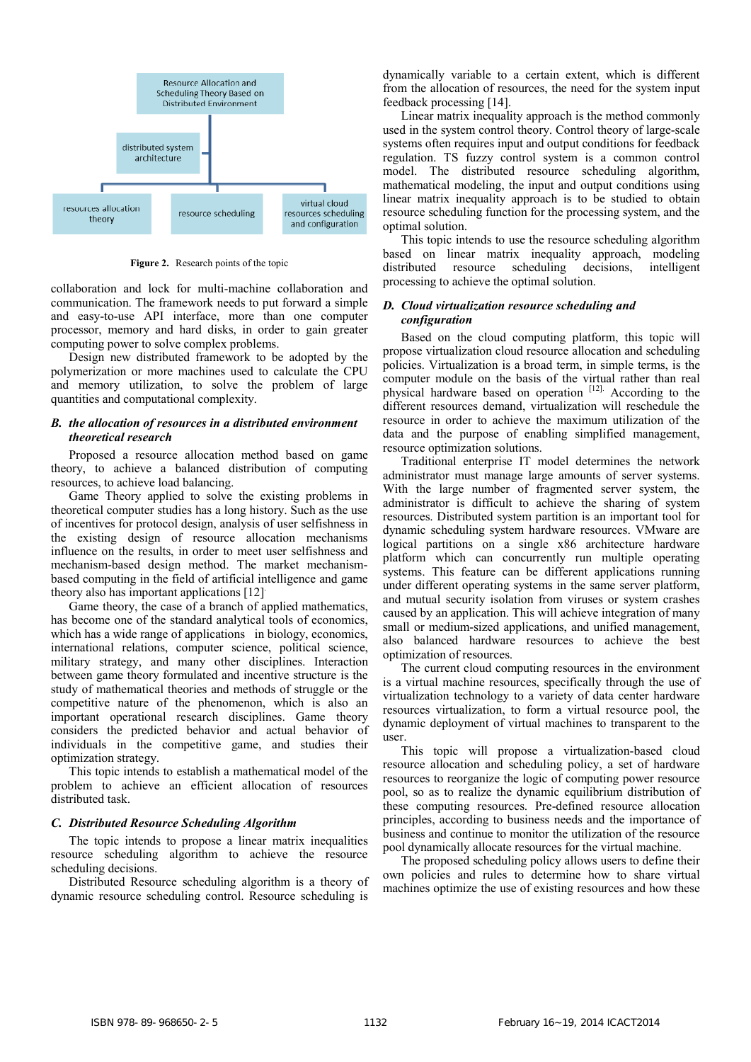Resource Allocation and Scheduling Theory Based on Distributed Environment

distributed system architecture

resources allocation theory

resource scheduling

virtual cloud resources scheduling and configuration

**Figure 2.** Research points of the topic

collaboration and lock for multi-machine collaboration and communication. The framework needs to put forward a simple and easy-to-use API interface, more than one computer processor, memory and hard disks, in order to gain greater computing power to solve complex problems.

Design new distributed framework to be adopted by the polymerization or more machines used to calculate the CPU and memory utilization, to solve the problem of large quantities and computational complexity.

### *B. the allocation of resources in a distributed environment theoretical research*

Proposed a resource allocation method based on game theory, to achieve a balanced distribution of computing resources, to achieve load balancing.

Game Theory applied to solve the existing problems in theoretical computer studies has a long history. Such as the use of incentives for protocol design, analysis of user selfishness in the existing design of resource allocation mechanisms influence on the results, in order to meet user selfishness and mechanism-based design method. The market mechanism-based computing in the field of artificial intelligence and game theory also has important applications [12].

Game theory, the case of a branch of applied mathematics, has become one of the standard analytical tools of economics, which has a wide range of applications in biology, economics, international relations, computer science, political science, military strategy, and many other disciplines. Interaction between game theory formulated and incentive structure is the study of mathematical theories and methods of struggle or the competitive nature of the phenomenon, which is also an important operational research disciplines. Game theory considers the predicted behavior and actual behavior of individuals in the competitive game, and studies their optimization strategy.

This topic intends to establish a mathematical model of the problem to achieve an efficient allocation of resources distributed task.

### *C. Distributed Resource Scheduling Algorithm*

The topic intends to propose a linear matrix inequalities resource scheduling algorithm to achieve the resource scheduling decisions.

Distributed Resource scheduling algorithm is a theory of dynamic resource scheduling control. Resource scheduling is dynamically variable to a certain extent, which is different from the allocation of resources, the need for the system input feedback processing [14].

Linear matrix inequality approach is the method commonly used in the system control theory. Control theory of large-scale systems often requires input and output conditions for feedback regulation. TS fuzzy control system is a common control model. The distributed resource scheduling algorithm, mathematical modeling, the input and output conditions using linear matrix inequality approach is to be studied to obtain resource scheduling function for the processing system, and the optimal solution.

This topic intends to use the resource scheduling algorithm based on linear matrix inequality approach, modeling distributed resource scheduling decisions, intelligent processing to achieve the optimal solution.

### *D. Cloud virtualization resource scheduling and configuration*

Based on the cloud computing platform, this topic will propose virtualization cloud resource allocation and scheduling policies. Virtualization is a broad term, in simple terms, is the computer module on the basis of the virtual rather than real physical hardware based on operation [12]. According to the different resources demand, virtualization will reschedule the resource in order to achieve the maximum utilization of the data and the purpose of enabling simplified management, resource optimization solutions.

Traditional enterprise IT model determines the network administrator must manage large amounts of server systems. With the large number of fragmented server system, the administrator is difficult to achieve the sharing of system resources. Distributed system partition is an important tool for dynamic scheduling system hardware resources. VMware are logical partitions on a single x86 architecture hardware platform which can concurrently run multiple operating systems. This feature can be different applications running under different operating systems in the same server platform, and mutual security isolation from viruses or system crashes caused by an application. This will achieve integration of many small or medium-sized applications, and unified management, also balanced hardware resources to achieve the best optimization of resources.

The current cloud computing resources in the environment is a virtual machine resources, specifically through the use of virtualization technology to a variety of data center hardware resources virtualization, to form a virtual resource pool, the dynamic deployment of virtual machines to transparent to the user.

This topic will propose a virtualization-based cloud resource allocation and scheduling policy, a set of hardware resources to reorganize the logic of computing power resource pool, so as to realize the dynamic equilibrium distribution of these computing resources. Pre-defined resource allocation principles, according to business needs and the importance of business and continue to monitor the utilization of the resource pool dynamically allocate resources for the virtual machine.

The proposed scheduling policy allows users to define their own policies and rules to determine how to share virtual machines optimize the use of existing resources and how these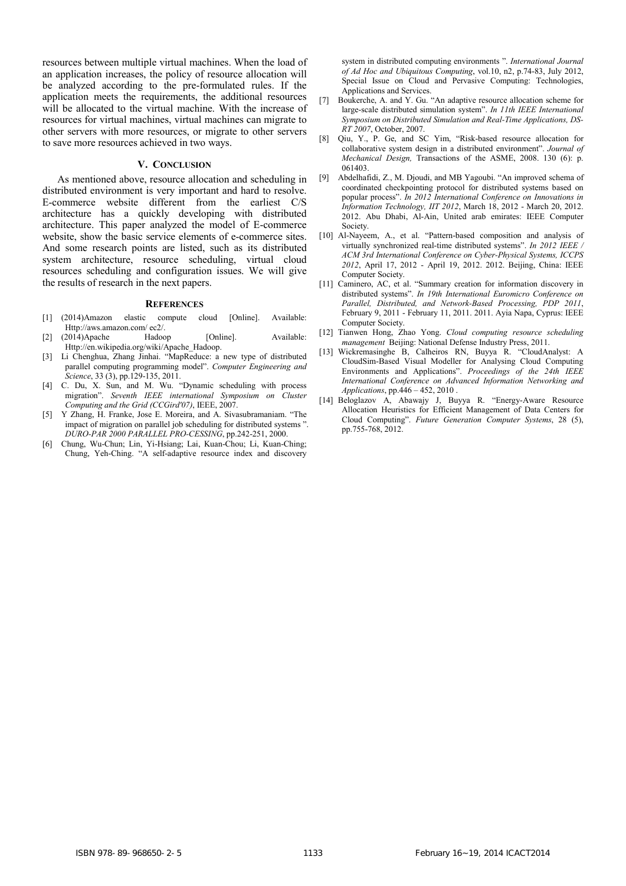resources between multiple virtual machines. When the load of an application increases, the policy of resource allocation will be analyzed according to the pre-formulated rules. If the application meets the requirements, the additional resources will be allocated to the virtual machine. With the increase of resources for virtual machines, virtual machines can migrate to other servers with more resources, or migrate to other servers to save more resources achieved in two ways.

## V. Conclusion

As mentioned above, resource allocation and scheduling in distributed environment is very important and hard to resolve. E-commerce website different from the earliest C/S architecture has a quickly developing with distributed architecture. This paper analyzed the model of E-commerce website, show the basic service elements of e-commerce sites. And some research points are listed, such as its distributed system architecture, resource scheduling, virtual cloud resources scheduling and configuration issues. We will give the results of research in the next papers.

## References

[1] (2014)Amazon elastic compute cloud [Online]. Available: Http://aws.amazon.com/ ec2/.

[2] (2014)Apache Hadoop [Online]. Available: Http://en.wikipedia.org/wiki/Apache_Hadoop.

[3] Li Chenghua, Zhang Jinhai. "MapReduce: a new type of distributed parallel computing programming model". *Computer Engineering and Science*, 33 (3), pp.129-135, 2011.

[4] C. Du, X. Sun, and M. Wu. "Dynamic scheduling with process migration". *Seventh IEEE international Symposium on Cluster Computing and the Grid (CCGird'07)*, IEEE, 2007.

[5] Y Zhang, H. Franke, Jose E. Moreira, and A. Sivasubramaniam. "The impact of migration on parallel job scheduling for distributed systems ". *DURO-PAR 2000 PARALLEL PRO-CESSING*, pp.242-251, 2000.

[6] Chung, Wu-Chun; Lin, Yi-Hsiang; Lai, Kuan-Chou; Li, Kuan-Ching; Chung, Yeh-Ching. "A self-adaptive resource index and discovery system in distributed computing environments ". *International Journal of Ad Hoc and Ubiquitous Computing*, vol.10, n2, p.74-83, July 2012, Special Issue on Cloud and Pervasive Computing: Technologies, Applications and Services.

[7] Boukerche, A. and Y. Gu. "An adaptive resource allocation scheme for large-scale distributed simulation system". *In 11th IEEE International Symposium on Distributed Simulation and Real-Time Applications, DS-RT 2007*, October, 2007.

[8] Qiu, Y., P. Ge, and SC Yim, "Risk-based resource allocation for collaborative system design in a distributed environment". *Journal of Mechanical Design,* Transactions of the ASME, 2008. 130 (6): p. 061403.

[9] Abdelhafidi, Z., M. Djoudi, and MB Yagoubi. "An improved schema of coordinated checkpointing protocol for distributed systems based on popular process". *In 2012 International Conference on Innovations in Information Technology, IIT 2012*, March 18, 2012 - March 20, 2012. 2012. Abu Dhabi, Al-Ain, United arab emirates: IEEE Computer Society.

[10] Al-Nayeem, A., et al. "Pattern-based composition and analysis of virtually synchronized real-time distributed systems". *In 2012 IEEE / ACM 3rd International Conference on Cyber-Physical Systems, ICCPS 2012*, April 17, 2012 - April 19, 2012. 2012. Beijing, China: IEEE Computer Society.

[11] Caminero, AC, et al. "Summary creation for information discovery in distributed systems". *In 19th International Euromicro Conference on Parallel, Distributed, and Network-Based Processing, PDP 2011*, February 9, 2011 - February 11, 2011. 2011. Ayia Napa, Cyprus: IEEE Computer Society.

[12] Tianwen Hong, Zhao Yong. *Cloud computing resource scheduling management* Beijing: National Defense Industry Press, 2011.

[13] Wickremasinghe B, Calheiros RN, Buyya R. "CloudAnalyst: A CloudSim-Based Visual Modeller for Analysing Cloud Computing Environments and Applications". *Proceedings of the 24th IEEE International Conference on Advanced Information Networking and Applications*, pp.446 – 452, 2010 .

[14] Beloglazov A, Abawajy J, Buyya R. "Energy-Aware Resource Allocation Heuristics for Efficient Management of Data Centers for Cloud Computing". *Future Generation Computer Systems*, 28 (5), pp.755-768, 2012.